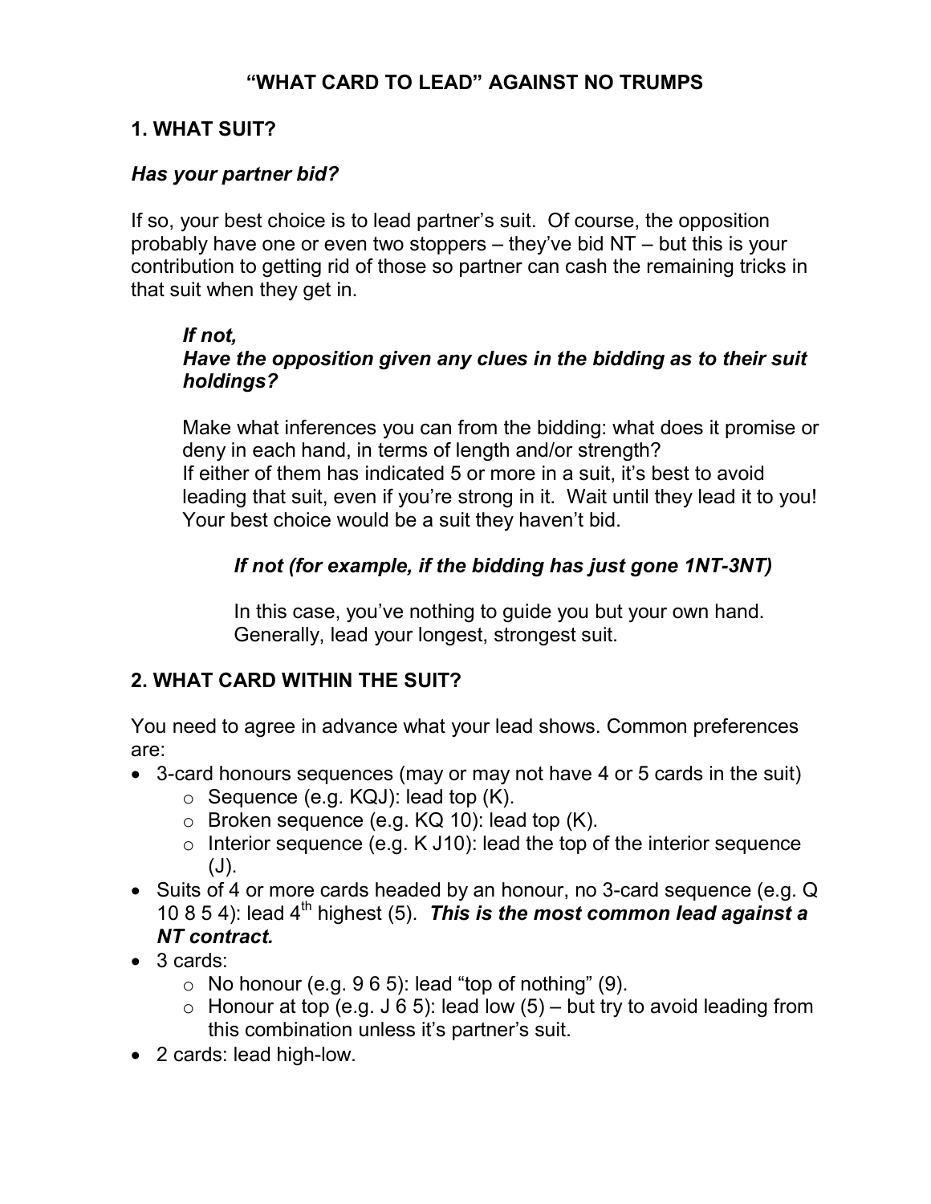# "WHAT CARD TO LEAD" AGAINST NO TRUMPS

## 1. WHAT SUIT?

***Has your partner bid?***

If so, your best choice is to lead partner's suit. Of course, the opposition probably have one or even two stoppers – they've bid NT – but this is your contribution to getting rid of those so partner can cash the remaining tricks in that suit when they get in.

***If not,***
***Have the opposition given any clues in the bidding as to their suit holdings?***

Make what inferences you can from the bidding: what does it promise or deny in each hand, in terms of length and/or strength?
If either of them has indicated 5 or more in a suit, it's best to avoid leading that suit, even if you're strong in it. Wait until they lead it to you! Your best choice would be a suit they haven't bid.

***If not (for example, if the bidding has just gone 1NT-3NT)***

In this case, you've nothing to guide you but your own hand. Generally, lead your longest, strongest suit.

## 2. WHAT CARD WITHIN THE SUIT?

You need to agree in advance what your lead shows. Common preferences are:

- 3-card honours sequences (may or may not have 4 or 5 cards in the suit)
  - Sequence (e.g. KQJ): lead top (K).
  - Broken sequence (e.g. KQ 10): lead top (K).
  - Interior sequence (e.g. K J10): lead the top of the interior sequence (J).
- Suits of 4 or more cards headed by an honour, no 3-card sequence (e.g. Q 10 8 5 4): lead 4th highest (5). ***This is the most common lead against a NT contract.***
- 3 cards:
  - No honour (e.g. 9 6 5): lead "top of nothing" (9).
  - Honour at top (e.g. J 6 5): lead low (5) – but try to avoid leading from this combination unless it's partner's suit.
- 2 cards: lead high-low.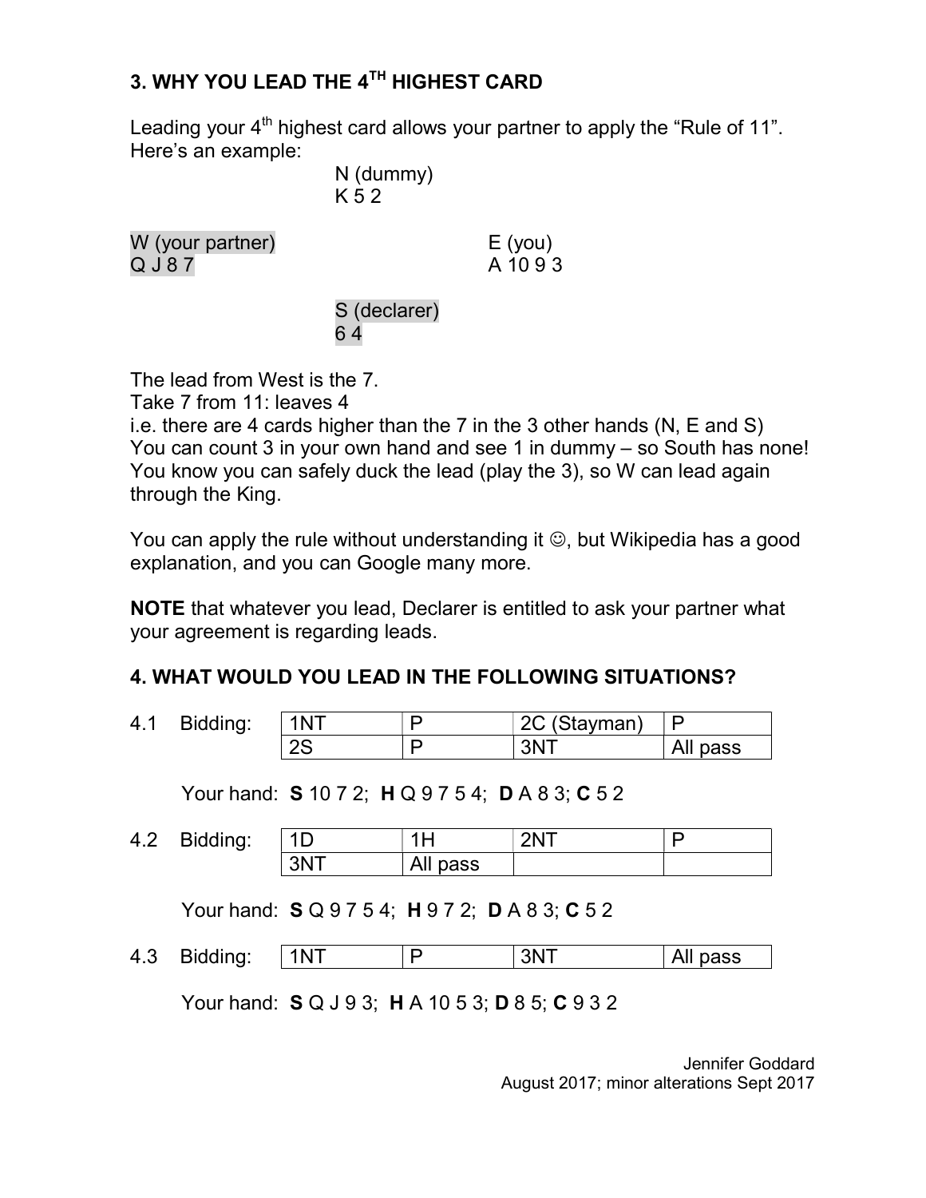## 3. WHY YOU LEAD THE 4TH HIGHEST CARD

Leading your 4th highest card allows your partner to apply the "Rule of 11". Here's an example:

N (dummy)
K 5 2

W (your partner)
Q J 8 7

E (you)
A 10 9 3

S (declarer)
6 4

The lead from West is the 7.
Take 7 from 11: leaves 4
i.e. there are 4 cards higher than the 7 in the 3 other hands (N, E and S)
You can count 3 in your own hand and see 1 in dummy – so South has none!
You know you can safely duck the lead (play the 3), so W can lead again through the King.

You can apply the rule without understanding it ☺, but Wikipedia has a good explanation, and you can Google many more.

**NOTE** that whatever you lead, Declarer is entitled to ask your partner what your agreement is regarding leads.

## 4. WHAT WOULD YOU LEAD IN THE FOLLOWING SITUATIONS?

4.1 Bidding:

| | | | |
|---|---|---|---|
| 1NT | P | 2C (Stayman) | P |
| 2S | P | 3NT | All pass |

Your hand: **S** 10 7 2; **H** Q 9 7 5 4; **D** A 8 3; **C** 5 2

4.2 Bidding:

| | | | |
|---|---|---|---|
| 1D | 1H | 2NT | P |
| 3NT | All pass | | |

Your hand: **S** Q 9 7 5 4; **H** 9 7 2; **D** A 8 3; **C** 5 2

4.3 Bidding:

| | | | |
|---|---|---|---|
| 1NT | P | 3NT | All pass |

Your hand: **S** Q J 9 3; **H** A 10 5 3; **D** 8 5; **C** 9 3 2

Jennifer Goddard
August 2017; minor alterations Sept 2017